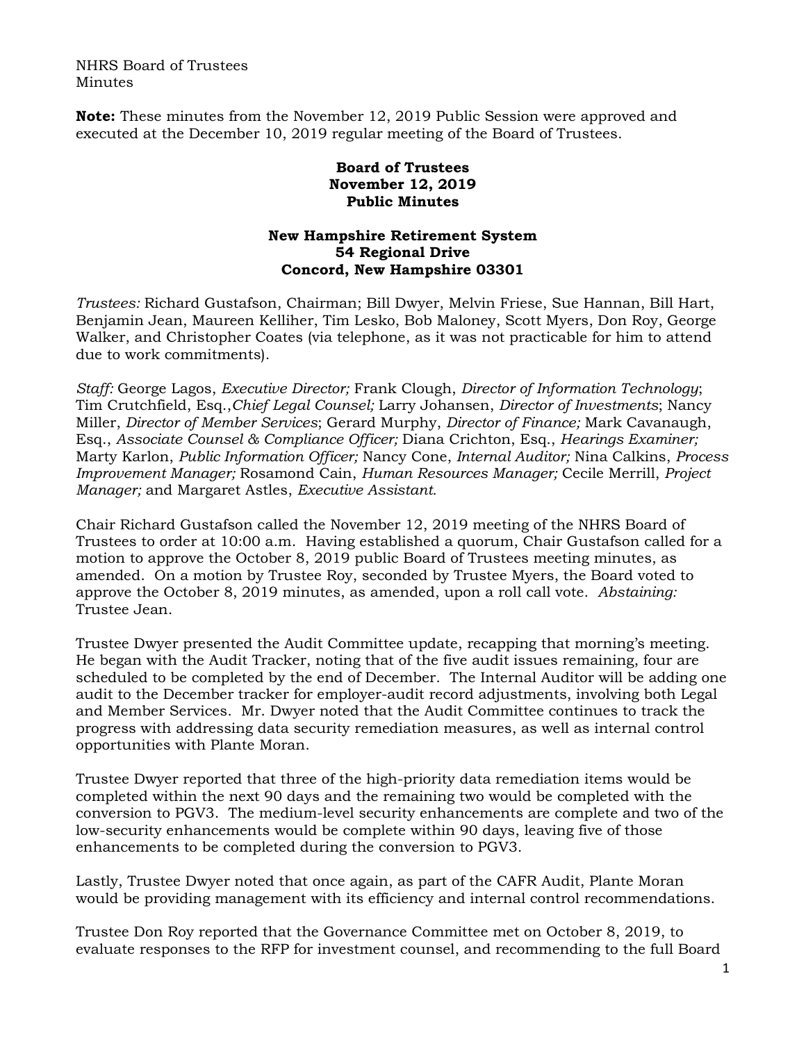NHRS Board of Trustees
Minutes

**Note:** These minutes from the November 12, 2019 Public Session were approved and executed at the December 10, 2019 regular meeting of the Board of Trustees.

**Board of Trustees**
**November 12, 2019**
**Public Minutes**

**New Hampshire Retirement System**
**54 Regional Drive**
**Concord, New Hampshire 03301**

*Trustees:* Richard Gustafson, Chairman; Bill Dwyer, Melvin Friese, Sue Hannan, Bill Hart, Benjamin Jean, Maureen Kelliher, Tim Lesko, Bob Maloney, Scott Myers, Don Roy, George Walker, and Christopher Coates (via telephone, as it was not practicable for him to attend due to work commitments).

*Staff:* George Lagos, *Executive Director;* Frank Clough, *Director of Information Technology*; Tim Crutchfield, Esq.,*Chief Legal Counsel;* Larry Johansen, *Director of Investments*; Nancy Miller, *Director of Member Services*; Gerard Murphy, *Director of Finance;* Mark Cavanaugh, Esq., *Associate Counsel & Compliance Officer;* Diana Crichton, Esq., *Hearings Examiner;* Marty Karlon, *Public Information Officer;* Nancy Cone, *Internal Auditor;* Nina Calkins, *Process Improvement Manager;* Rosamond Cain, *Human Resources Manager;* Cecile Merrill, *Project Manager;* and Margaret Astles, *Executive Assistant.*

Chair Richard Gustafson called the November 12, 2019 meeting of the NHRS Board of Trustees to order at 10:00 a.m. Having established a quorum, Chair Gustafson called for a motion to approve the October 8, 2019 public Board of Trustees meeting minutes, as amended. On a motion by Trustee Roy, seconded by Trustee Myers, the Board voted to approve the October 8, 2019 minutes, as amended, upon a roll call vote. *Abstaining:* Trustee Jean.

Trustee Dwyer presented the Audit Committee update, recapping that morning's meeting. He began with the Audit Tracker, noting that of the five audit issues remaining, four are scheduled to be completed by the end of December. The Internal Auditor will be adding one audit to the December tracker for employer-audit record adjustments, involving both Legal and Member Services. Mr. Dwyer noted that the Audit Committee continues to track the progress with addressing data security remediation measures, as well as internal control opportunities with Plante Moran.

Trustee Dwyer reported that three of the high-priority data remediation items would be completed within the next 90 days and the remaining two would be completed with the conversion to PGV3. The medium-level security enhancements are complete and two of the low-security enhancements would be complete within 90 days, leaving five of those enhancements to be completed during the conversion to PGV3.

Lastly, Trustee Dwyer noted that once again, as part of the CAFR Audit, Plante Moran would be providing management with its efficiency and internal control recommendations.

Trustee Don Roy reported that the Governance Committee met on October 8, 2019, to evaluate responses to the RFP for investment counsel, and recommending to the full Board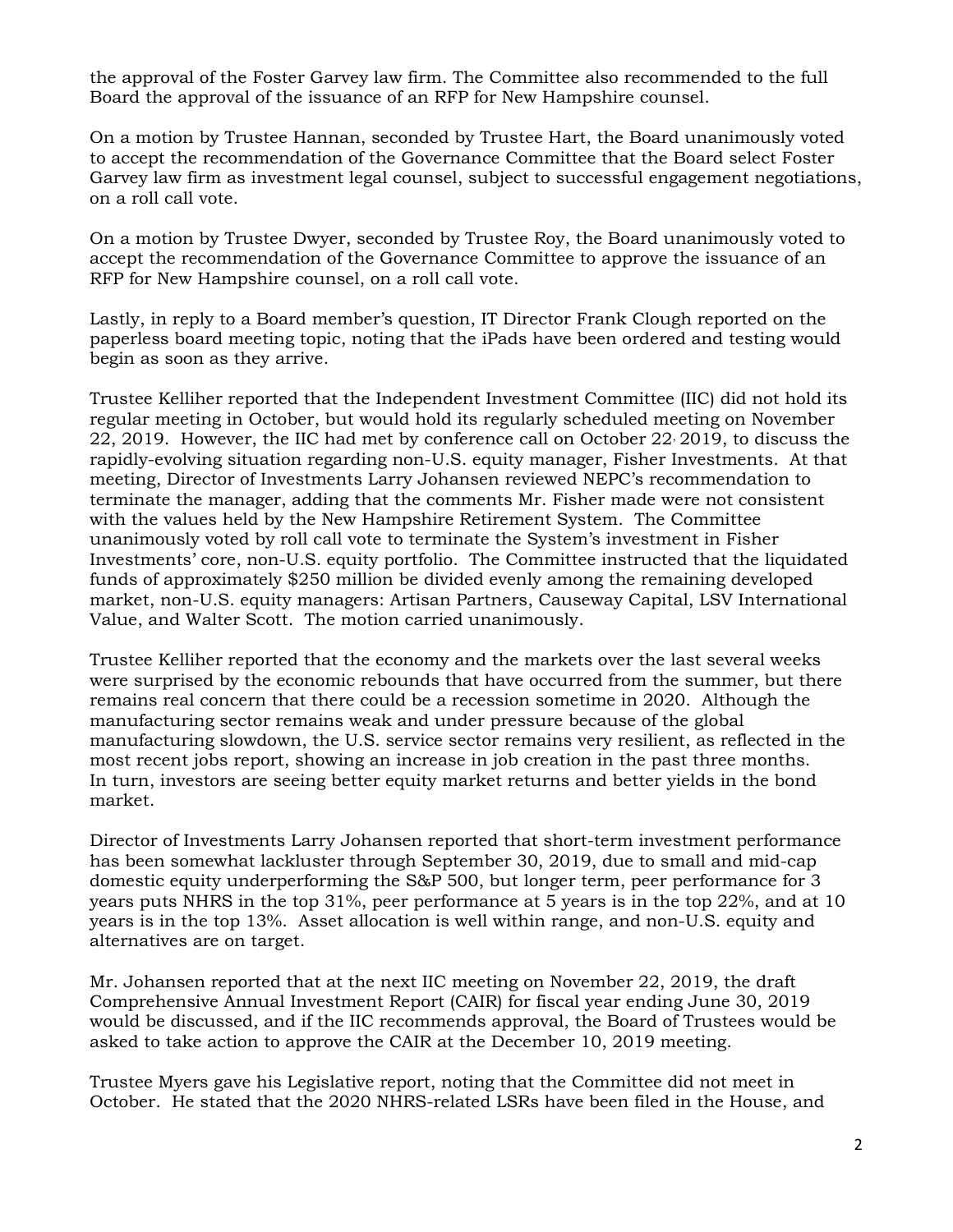the approval of the Foster Garvey law firm. The Committee also recommended to the full Board the approval of the issuance of an RFP for New Hampshire counsel.

On a motion by Trustee Hannan, seconded by Trustee Hart, the Board unanimously voted to accept the recommendation of the Governance Committee that the Board select Foster Garvey law firm as investment legal counsel, subject to successful engagement negotiations, on a roll call vote.

On a motion by Trustee Dwyer, seconded by Trustee Roy, the Board unanimously voted to accept the recommendation of the Governance Committee to approve the issuance of an RFP for New Hampshire counsel, on a roll call vote.

Lastly, in reply to a Board member's question, IT Director Frank Clough reported on the paperless board meeting topic, noting that the iPads have been ordered and testing would begin as soon as they arrive.

Trustee Kelliher reported that the Independent Investment Committee (IIC) did not hold its regular meeting in October, but would hold its regularly scheduled meeting on November 22, 2019. However, the IIC had met by conference call on October 22, 2019, to discuss the rapidly-evolving situation regarding non-U.S. equity manager, Fisher Investments. At that meeting, Director of Investments Larry Johansen reviewed NEPC's recommendation to terminate the manager, adding that the comments Mr. Fisher made were not consistent with the values held by the New Hampshire Retirement System. The Committee unanimously voted by roll call vote to terminate the System's investment in Fisher Investments' core, non-U.S. equity portfolio. The Committee instructed that the liquidated funds of approximately $250 million be divided evenly among the remaining developed market, non-U.S. equity managers: Artisan Partners, Causeway Capital, LSV International Value, and Walter Scott. The motion carried unanimously.

Trustee Kelliher reported that the economy and the markets over the last several weeks were surprised by the economic rebounds that have occurred from the summer, but there remains real concern that there could be a recession sometime in 2020. Although the manufacturing sector remains weak and under pressure because of the global manufacturing slowdown, the U.S. service sector remains very resilient, as reflected in the most recent jobs report, showing an increase in job creation in the past three months. In turn, investors are seeing better equity market returns and better yields in the bond market.

Director of Investments Larry Johansen reported that short-term investment performance has been somewhat lackluster through September 30, 2019, due to small and mid-cap domestic equity underperforming the S&P 500, but longer term, peer performance for 3 years puts NHRS in the top 31%, peer performance at 5 years is in the top 22%, and at 10 years is in the top 13%. Asset allocation is well within range, and non-U.S. equity and alternatives are on target.

Mr. Johansen reported that at the next IIC meeting on November 22, 2019, the draft Comprehensive Annual Investment Report (CAIR) for fiscal year ending June 30, 2019 would be discussed, and if the IIC recommends approval, the Board of Trustees would be asked to take action to approve the CAIR at the December 10, 2019 meeting.

Trustee Myers gave his Legislative report, noting that the Committee did not meet in October. He stated that the 2020 NHRS-related LSRs have been filed in the House, and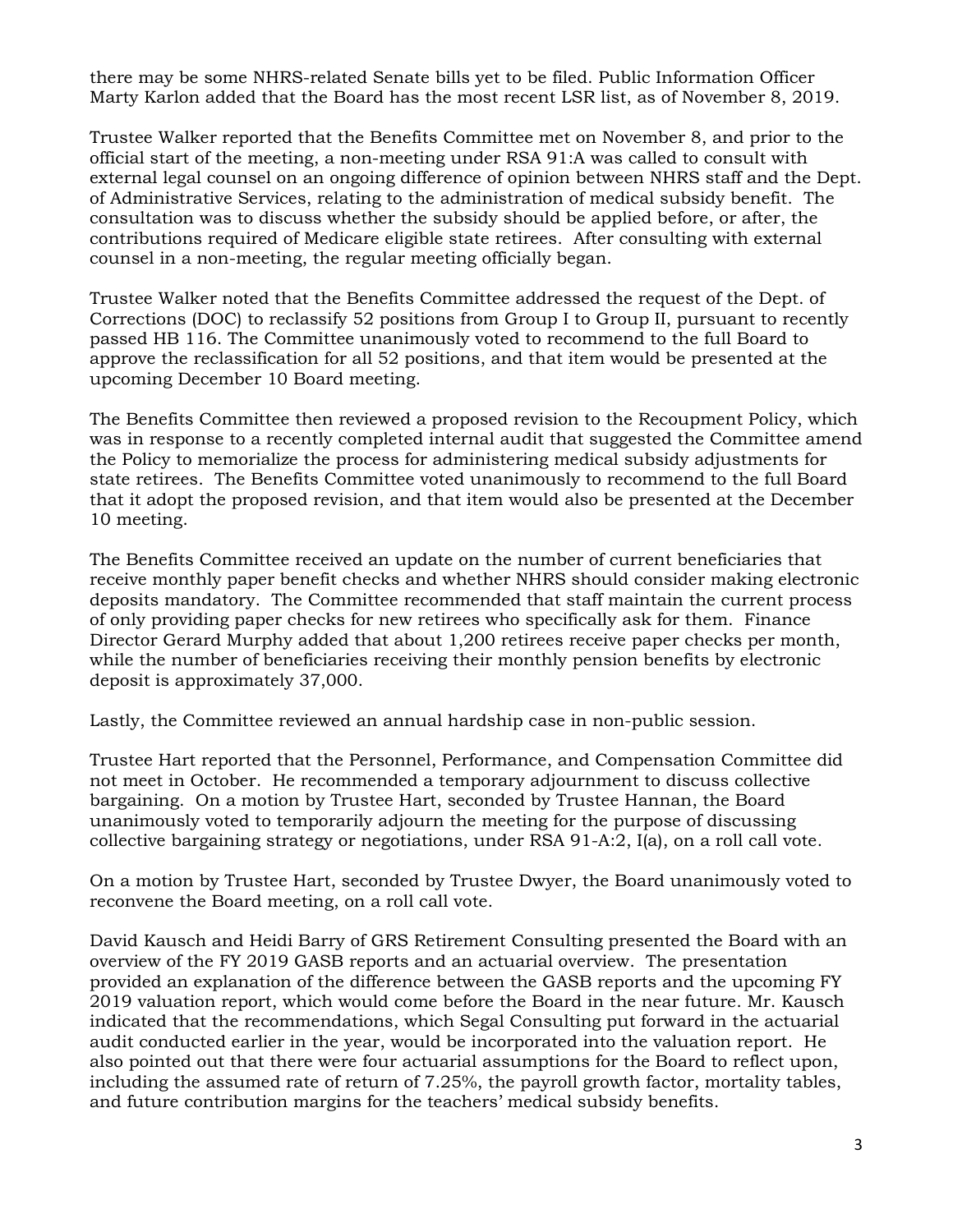there may be some NHRS-related Senate bills yet to be filed. Public Information Officer Marty Karlon added that the Board has the most recent LSR list, as of November 8, 2019.

Trustee Walker reported that the Benefits Committee met on November 8, and prior to the official start of the meeting, a non-meeting under RSA 91:A was called to consult with external legal counsel on an ongoing difference of opinion between NHRS staff and the Dept. of Administrative Services, relating to the administration of medical subsidy benefit. The consultation was to discuss whether the subsidy should be applied before, or after, the contributions required of Medicare eligible state retirees. After consulting with external counsel in a non-meeting, the regular meeting officially began.

Trustee Walker noted that the Benefits Committee addressed the request of the Dept. of Corrections (DOC) to reclassify 52 positions from Group I to Group II, pursuant to recently passed HB 116. The Committee unanimously voted to recommend to the full Board to approve the reclassification for all 52 positions, and that item would be presented at the upcoming December 10 Board meeting.

The Benefits Committee then reviewed a proposed revision to the Recoupment Policy, which was in response to a recently completed internal audit that suggested the Committee amend the Policy to memorialize the process for administering medical subsidy adjustments for state retirees. The Benefits Committee voted unanimously to recommend to the full Board that it adopt the proposed revision, and that item would also be presented at the December 10 meeting.

The Benefits Committee received an update on the number of current beneficiaries that receive monthly paper benefit checks and whether NHRS should consider making electronic deposits mandatory. The Committee recommended that staff maintain the current process of only providing paper checks for new retirees who specifically ask for them. Finance Director Gerard Murphy added that about 1,200 retirees receive paper checks per month, while the number of beneficiaries receiving their monthly pension benefits by electronic deposit is approximately 37,000.

Lastly, the Committee reviewed an annual hardship case in non-public session.

Trustee Hart reported that the Personnel, Performance, and Compensation Committee did not meet in October. He recommended a temporary adjournment to discuss collective bargaining. On a motion by Trustee Hart, seconded by Trustee Hannan, the Board unanimously voted to temporarily adjourn the meeting for the purpose of discussing collective bargaining strategy or negotiations, under RSA 91-A:2, I(a), on a roll call vote.

On a motion by Trustee Hart, seconded by Trustee Dwyer, the Board unanimously voted to reconvene the Board meeting, on a roll call vote.

David Kausch and Heidi Barry of GRS Retirement Consulting presented the Board with an overview of the FY 2019 GASB reports and an actuarial overview. The presentation provided an explanation of the difference between the GASB reports and the upcoming FY 2019 valuation report, which would come before the Board in the near future. Mr. Kausch indicated that the recommendations, which Segal Consulting put forward in the actuarial audit conducted earlier in the year, would be incorporated into the valuation report. He also pointed out that there were four actuarial assumptions for the Board to reflect upon, including the assumed rate of return of 7.25%, the payroll growth factor, mortality tables, and future contribution margins for the teachers' medical subsidy benefits.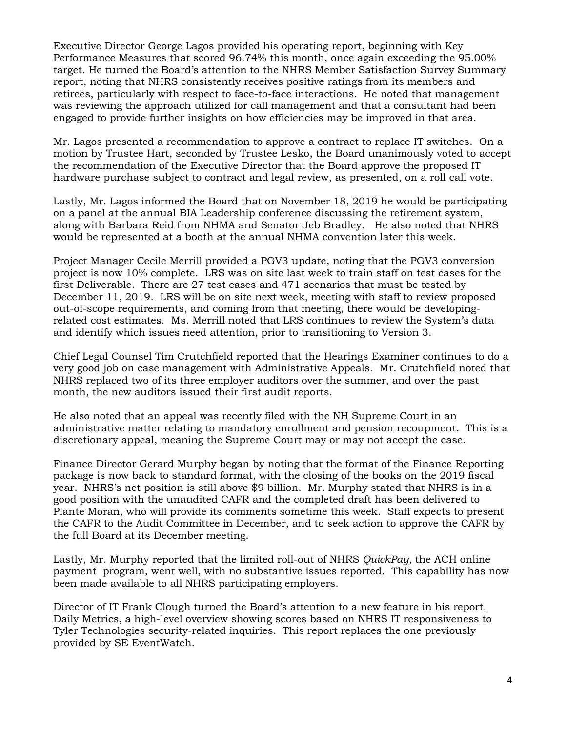Executive Director George Lagos provided his operating report, beginning with Key Performance Measures that scored 96.74% this month, once again exceeding the 95.00% target. He turned the Board's attention to the NHRS Member Satisfaction Survey Summary report, noting that NHRS consistently receives positive ratings from its members and retirees, particularly with respect to face-to-face interactions. He noted that management was reviewing the approach utilized for call management and that a consultant had been engaged to provide further insights on how efficiencies may be improved in that area.

Mr. Lagos presented a recommendation to approve a contract to replace IT switches. On a motion by Trustee Hart, seconded by Trustee Lesko, the Board unanimously voted to accept the recommendation of the Executive Director that the Board approve the proposed IT hardware purchase subject to contract and legal review, as presented, on a roll call vote.

Lastly, Mr. Lagos informed the Board that on November 18, 2019 he would be participating on a panel at the annual BIA Leadership conference discussing the retirement system, along with Barbara Reid from NHMA and Senator Jeb Bradley. He also noted that NHRS would be represented at a booth at the annual NHMA convention later this week.

Project Manager Cecile Merrill provided a PGV3 update, noting that the PGV3 conversion project is now 10% complete. LRS was on site last week to train staff on test cases for the first Deliverable. There are 27 test cases and 471 scenarios that must be tested by December 11, 2019. LRS will be on site next week, meeting with staff to review proposed out-of-scope requirements, and coming from that meeting, there would be developing-related cost estimates. Ms. Merrill noted that LRS continues to review the System's data and identify which issues need attention, prior to transitioning to Version 3.

Chief Legal Counsel Tim Crutchfield reported that the Hearings Examiner continues to do a very good job on case management with Administrative Appeals. Mr. Crutchfield noted that NHRS replaced two of its three employer auditors over the summer, and over the past month, the new auditors issued their first audit reports.

He also noted that an appeal was recently filed with the NH Supreme Court in an administrative matter relating to mandatory enrollment and pension recoupment. This is a discretionary appeal, meaning the Supreme Court may or may not accept the case.

Finance Director Gerard Murphy began by noting that the format of the Finance Reporting package is now back to standard format, with the closing of the books on the 2019 fiscal year. NHRS's net position is still above $9 billion. Mr. Murphy stated that NHRS is in a good position with the unaudited CAFR and the completed draft has been delivered to Plante Moran, who will provide its comments sometime this week. Staff expects to present the CAFR to the Audit Committee in December, and to seek action to approve the CAFR by the full Board at its December meeting.

Lastly, Mr. Murphy reported that the limited roll-out of NHRS *QuickPay,* the ACH online payment program, went well, with no substantive issues reported. This capability has now been made available to all NHRS participating employers.

Director of IT Frank Clough turned the Board's attention to a new feature in his report, Daily Metrics, a high-level overview showing scores based on NHRS IT responsiveness to Tyler Technologies security-related inquiries. This report replaces the one previously provided by SE EventWatch.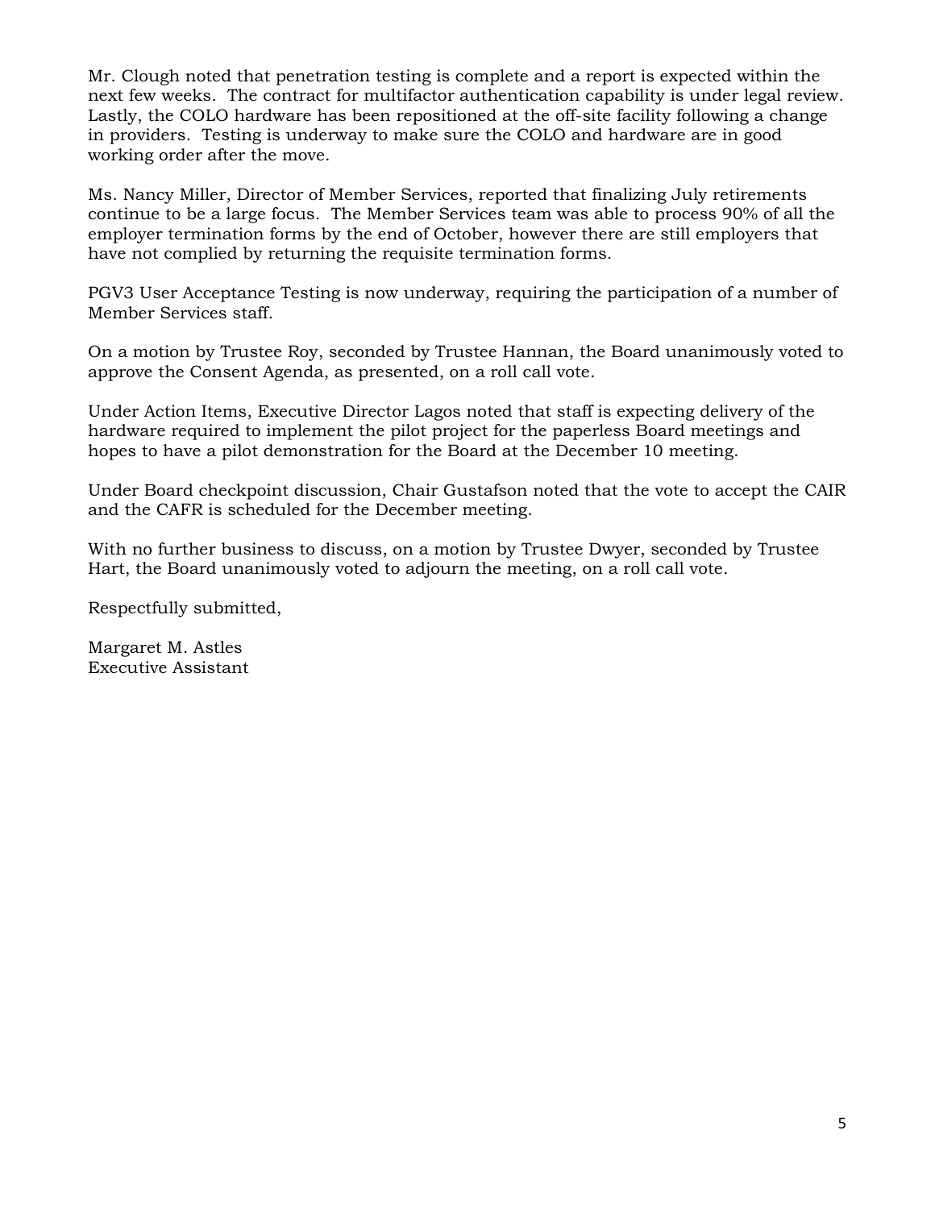Mr. Clough noted that penetration testing is complete and a report is expected within the next few weeks. The contract for multifactor authentication capability is under legal review. Lastly, the COLO hardware has been repositioned at the off-site facility following a change in providers. Testing is underway to make sure the COLO and hardware are in good working order after the move.

Ms. Nancy Miller, Director of Member Services, reported that finalizing July retirements continue to be a large focus. The Member Services team was able to process 90% of all the employer termination forms by the end of October, however there are still employers that have not complied by returning the requisite termination forms.

PGV3 User Acceptance Testing is now underway, requiring the participation of a number of Member Services staff.

On a motion by Trustee Roy, seconded by Trustee Hannan, the Board unanimously voted to approve the Consent Agenda, as presented, on a roll call vote.

Under Action Items, Executive Director Lagos noted that staff is expecting delivery of the hardware required to implement the pilot project for the paperless Board meetings and hopes to have a pilot demonstration for the Board at the December 10 meeting.

Under Board checkpoint discussion, Chair Gustafson noted that the vote to accept the CAIR and the CAFR is scheduled for the December meeting.

With no further business to discuss, on a motion by Trustee Dwyer, seconded by Trustee Hart, the Board unanimously voted to adjourn the meeting, on a roll call vote.

Respectfully submitted,

Margaret M. Astles
Executive Assistant